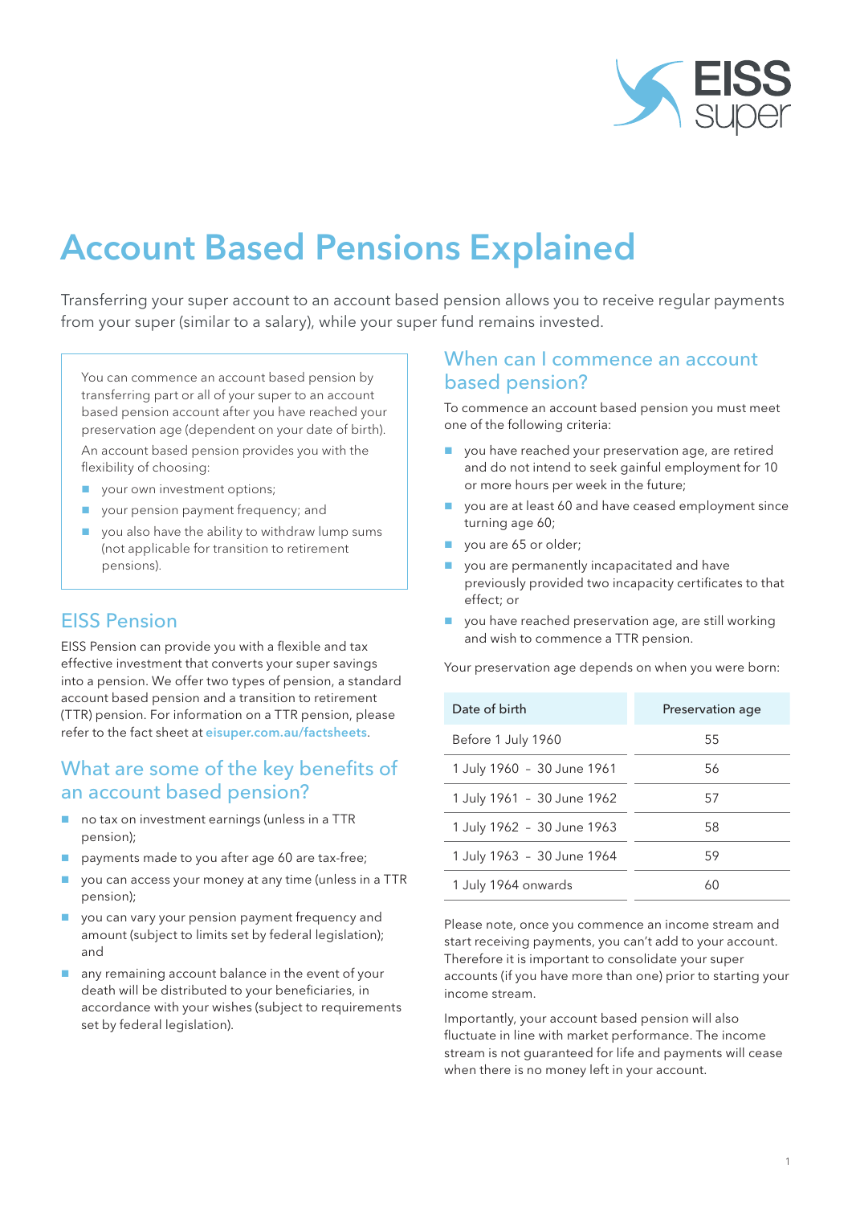# Account Based Pensions Explained

Transferring your super account to an account based pension allows you to receive regular payments from your super (similar to a salary), while your super fund remains invested.

You can commence an account based pension by transferring part or all of your super to an account based pension account after you have reached your preservation age (dependent on your date of birth).

An account based pension provides you with the flexibility of choosing:

- your own investment options;
- your pension payment frequency; and
- you also have the ability to withdraw lump sums (not applicable for transition to retirement pensions).

## EISS Pension

EISS Pension can provide you with a flexible and tax effective investment that converts your super savings into a pension. We offer two types of pension, a standard account based pension and a transition to retirement (TTR) pension. For information on a TTR pension, please refer to the fact sheet at **eisuper.com.au/factsheets**.

## What are some of the key benefits of an account based pension?

- no tax on investment earnings (unless in a TTR pension);
- payments made to you after age 60 are tax-free;
- you can access your money at any time (unless in a TTR pension);
- you can vary your pension payment frequency and amount (subject to limits set by federal legislation); and
- any remaining account balance in the event of your death will be distributed to your beneficiaries, in accordance with your wishes (subject to requirements set by federal legislation).

## When can I commence an account based pension?

To commence an account based pension you must meet one of the following criteria:

- you have reached your preservation age, are retired and do not intend to seek gainful employment for 10 or more hours per week in the future;
- you are at least 60 and have ceased employment since turning age 60;
- you are 65 or older;
- you are permanently incapacitated and have previously provided two incapacity certificates to that effect; or
- you have reached preservation age, are still working and wish to commence a TTR pension.

Your preservation age depends on when you were born:

| Date of birth | Preservation age |
|---|---|
| Before 1 July 1960 | 55 |
| 1 July 1960 – 30 June 1961 | 56 |
| 1 July 1961 – 30 June 1962 | 57 |
| 1 July 1962 – 30 June 1963 | 58 |
| 1 July 1963 – 30 June 1964 | 59 |
| 1 July 1964 onwards | 60 |

Please note, once you commence an income stream and start receiving payments, you can't add to your account. Therefore it is important to consolidate your super accounts (if you have more than one) prior to starting your income stream.

Importantly, your account based pension will also fluctuate in line with market performance. The income stream is not guaranteed for life and payments will cease when there is no money left in your account.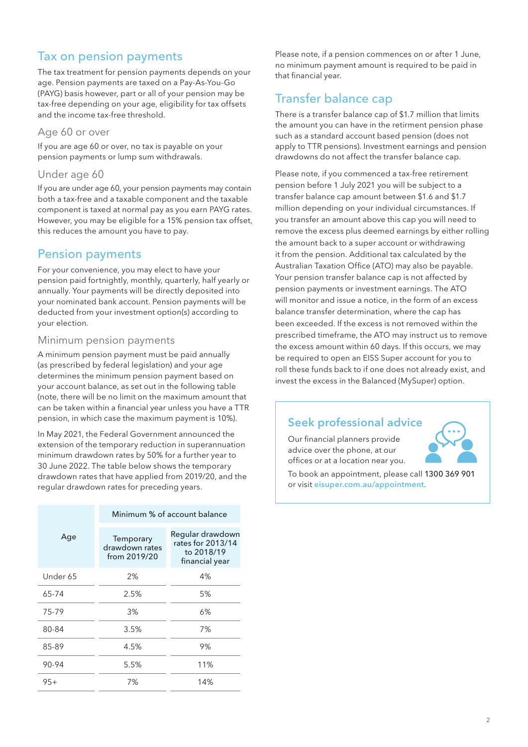## Tax on pension payments

The tax treatment for pension payments depends on your age. Pension payments are taxed on a Pay-As-You-Go (PAYG) basis however, part or all of your pension may be tax-free depending on your age, eligibility for tax offsets and the income tax-free threshold.

### Age 60 or over

If you are age 60 or over, no tax is payable on your pension payments or lump sum withdrawals.

### Under age 60

If you are under age 60, your pension payments may contain both a tax-free and a taxable component and the taxable component is taxed at normal pay as you earn PAYG rates. However, you may be eligible for a 15% pension tax offset, this reduces the amount you have to pay.

## Pension payments

For your convenience, you may elect to have your pension paid fortnightly, monthly, quarterly, half yearly or annually. Your payments will be directly deposited into your nominated bank account. Pension payments will be deducted from your investment option(s) according to your election.

### Minimum pension payments

A minimum pension payment must be paid annually (as prescribed by federal legislation) and your age determines the minimum pension payment based on your account balance, as set out in the following table (note, there will be no limit on the maximum amount that can be taken within a financial year unless you have a TTR pension, in which case the maximum payment is 10%).

In May 2021, the Federal Government announced the extension of the temporary reduction in superannuation minimum drawdown rates by 50% for a further year to 30 June 2022. The table below shows the temporary drawdown rates that have applied from 2019/20, and the regular drawdown rates for preceding years.

| Age | Minimum % of account balance | |
|---|---|---|
| | Temporary drawdown rates from 2019/20 | Regular drawdown rates for 2013/14 to 2018/19 financial year |
| Under 65 | 2% | 4% |
| 65-74 | 2.5% | 5% |
| 75-79 | 3% | 6% |
| 80-84 | 3.5% | 7% |
| 85-89 | 4.5% | 9% |
| 90-94 | 5.5% | 11% |
| 95+ | 7% | 14% |

Please note, if a pension commences on or after 1 June, no minimum payment amount is required to be paid in that financial year.

## Transfer balance cap

There is a transfer balance cap of $1.7 million that limits the amount you can have in the retirment pension phase such as a standard account based pension (does not apply to TTR pensions). Investment earnings and pension drawdowns do not affect the transfer balance cap.

Please note, if you commenced a tax-free retirement pension before 1 July 2021 you will be subject to a transfer balance cap amount between $1.6 and $1.7 million depending on your individual circumstances. If you transfer an amount above this cap you will need to remove the excess plus deemed earnings by either rolling the amount back to a super account or withdrawing it from the pension. Additional tax calculated by the Australian Taxation Office (ATO) may also be payable. Your pension transfer balance cap is not affected by pension payments or investment earnings. The ATO will monitor and issue a notice, in the form of an excess balance transfer determination, where the cap has been exceeded. If the excess is not removed within the prescribed timeframe, the ATO may instruct us to remove the excess amount within 60 days. If this occurs, we may be required to open an EISS Super account for you to roll these funds back to if one does not already exist, and invest the excess in the Balanced (MySuper) option.

## Seek professional advice

Our financial planners provide advice over the phone, at our offices or at a location near you.

To book an appointment, please call **1300 369 901** or visit **eisuper.com.au/appointment**.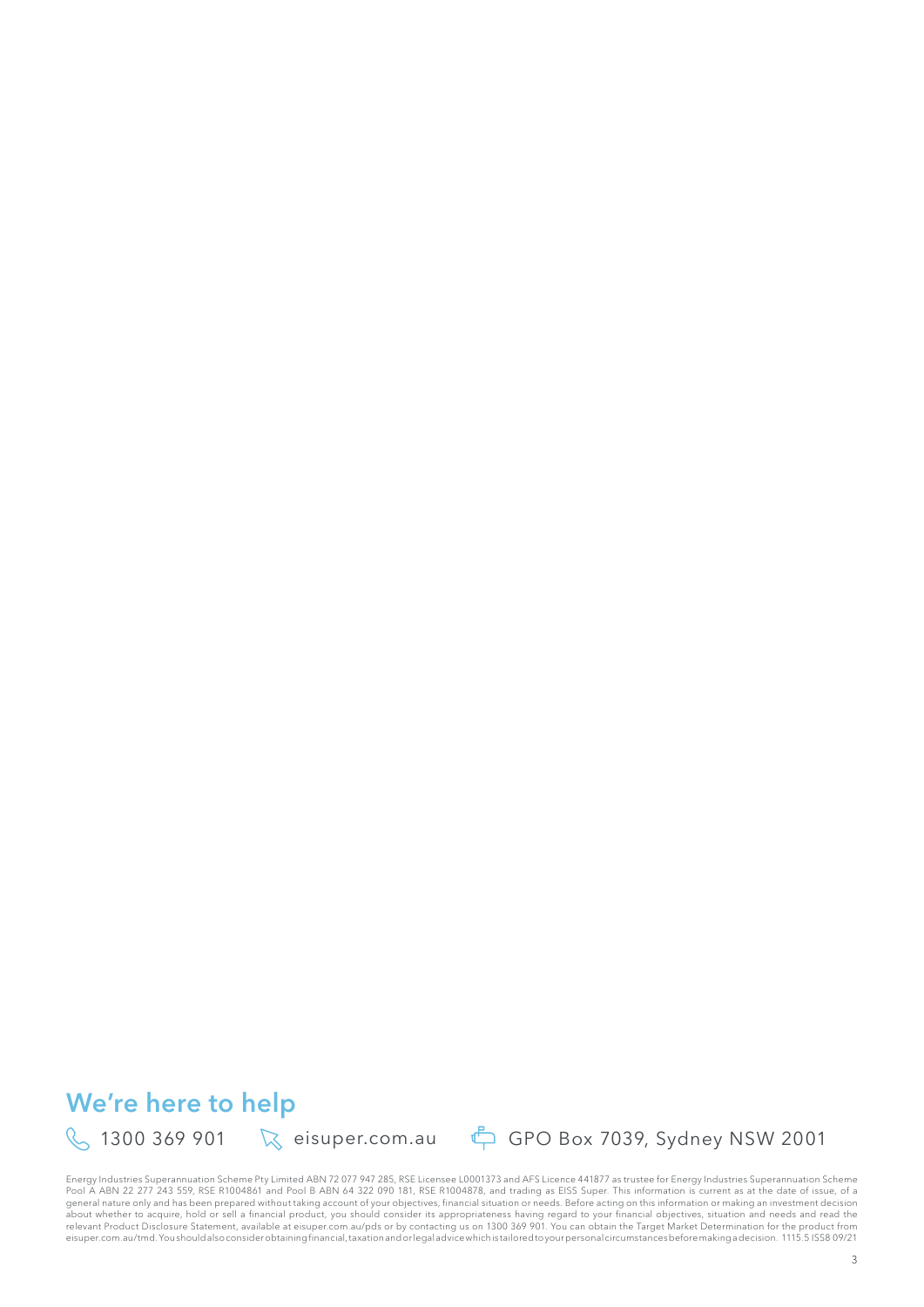## We're here to help

1300 369 901 eisuper.com.au GPO Box 7039, Sydney NSW 2001

Energy Industries Superannuation Scheme Pty Limited ABN 72 077 947 285, RSE Licensee L0001373 and AFS Licence 441877 as trustee for Energy Industries Superannuation Scheme Pool A ABN 22 277 243 559, RSE R1004861 and Pool B ABN 64 322 090 181, RSE R1004878, and trading as EISS Super. This information is current as at the date of issue, of a general nature only and has been prepared without taking account of your objectives, financial situation or needs. Before acting on this information or making an investment decision about whether to acquire, hold or sell a financial product, you should consider its appropriateness having regard to your financial objectives, situation and needs and read the relevant Product Disclosure Statement, available at eisuper.com.au/pds or by contacting us on 1300 369 901. You can obtain the Target Market Determination for the product from eisuper.com.au/tmd. You should also consider obtaining financial, taxation and or legal advice which is tailored to your personal circumstances before making a decision. 1115.5 ISS8 09/21